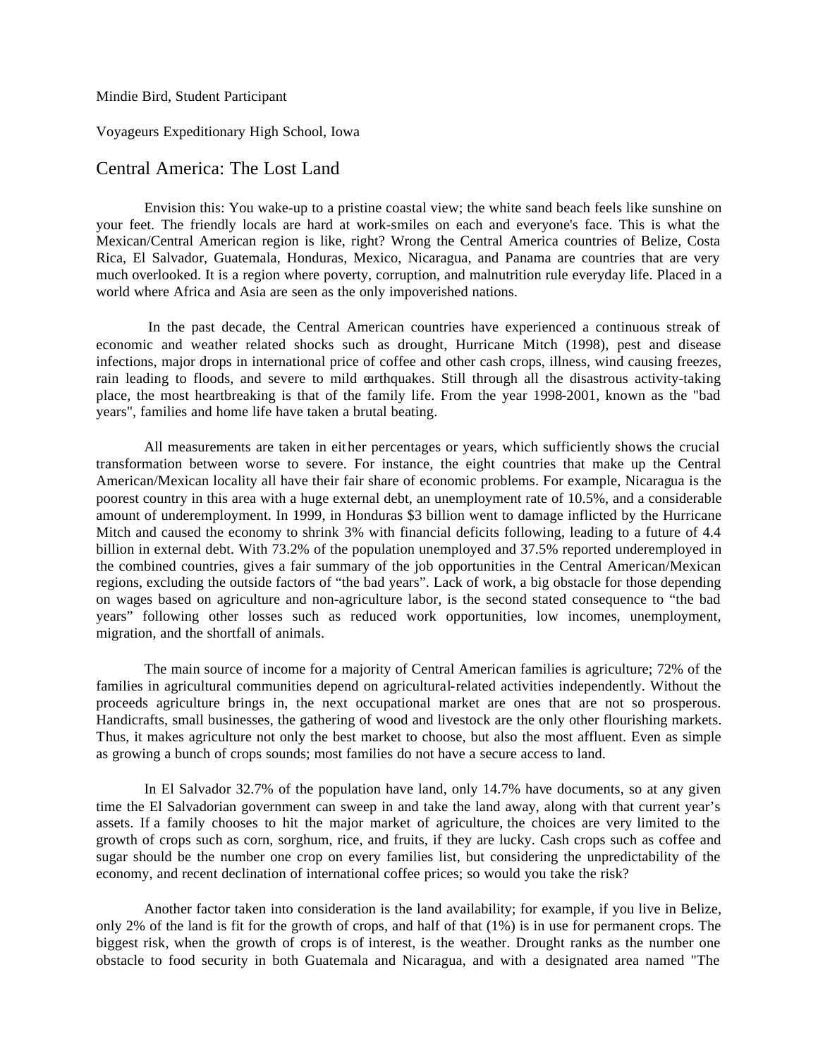Mindie Bird, Student Participant

Voyageurs Expeditionary High School, Iowa

# Central America: The Lost Land

Envision this: You wake-up to a pristine coastal view; the white sand beach feels like sunshine on your feet. The friendly locals are hard at work-smiles on each and everyone's face. This is what the Mexican/Central American region is like, right? Wrong the Central America countries of Belize, Costa Rica, El Salvador, Guatemala, Honduras, Mexico, Nicaragua, and Panama are countries that are very much overlooked. It is a region where poverty, corruption, and malnutrition rule everyday life. Placed in a world where Africa and Asia are seen as the only impoverished nations.

In the past decade, the Central American countries have experienced a continuous streak of economic and weather related shocks such as drought, Hurricane Mitch (1998), pest and disease infections, major drops in international price of coffee and other cash crops, illness, wind causing freezes, rain leading to floods, and severe to mild earthquakes. Still through all the disastrous activity-taking place, the most heartbreaking is that of the family life. From the year 1998-2001, known as the "bad years", families and home life have taken a brutal beating.

All measurements are taken in either percentages or years, which sufficiently shows the crucial transformation between worse to severe. For instance, the eight countries that make up the Central American/Mexican locality all have their fair share of economic problems. For example, Nicaragua is the poorest country in this area with a huge external debt, an unemployment rate of 10.5%, and a considerable amount of underemployment. In 1999, in Honduras $3 billion went to damage inflicted by the Hurricane Mitch and caused the economy to shrink 3% with financial deficits following, leading to a future of 4.4 billion in external debt. With 73.2% of the population unemployed and 37.5% reported underemployed in the combined countries, gives a fair summary of the job opportunities in the Central American/Mexican regions, excluding the outside factors of "the bad years". Lack of work, a big obstacle for those depending on wages based on agriculture and non-agriculture labor, is the second stated consequence to "the bad years" following other losses such as reduced work opportunities, low incomes, unemployment, migration, and the shortfall of animals.

The main source of income for a majority of Central American families is agriculture; 72% of the families in agricultural communities depend on agricultural-related activities independently. Without the proceeds agriculture brings in, the next occupational market are ones that are not so prosperous. Handicrafts, small businesses, the gathering of wood and livestock are the only other flourishing markets. Thus, it makes agriculture not only the best market to choose, but also the most affluent. Even as simple as growing a bunch of crops sounds; most families do not have a secure access to land.

In El Salvador 32.7% of the population have land, only 14.7% have documents, so at any given time the El Salvadorian government can sweep in and take the land away, along with that current year's assets. If a family chooses to hit the major market of agriculture, the choices are very limited to the growth of crops such as corn, sorghum, rice, and fruits, if they are lucky. Cash crops such as coffee and sugar should be the number one crop on every families list, but considering the unpredictability of the economy, and recent declination of international coffee prices; so would you take the risk?

Another factor taken into consideration is the land availability; for example, if you live in Belize, only 2% of the land is fit for the growth of crops, and half of that (1%) is in use for permanent crops. The biggest risk, when the growth of crops is of interest, is the weather. Drought ranks as the number one obstacle to food security in both Guatemala and Nicaragua, and with a designated area named "The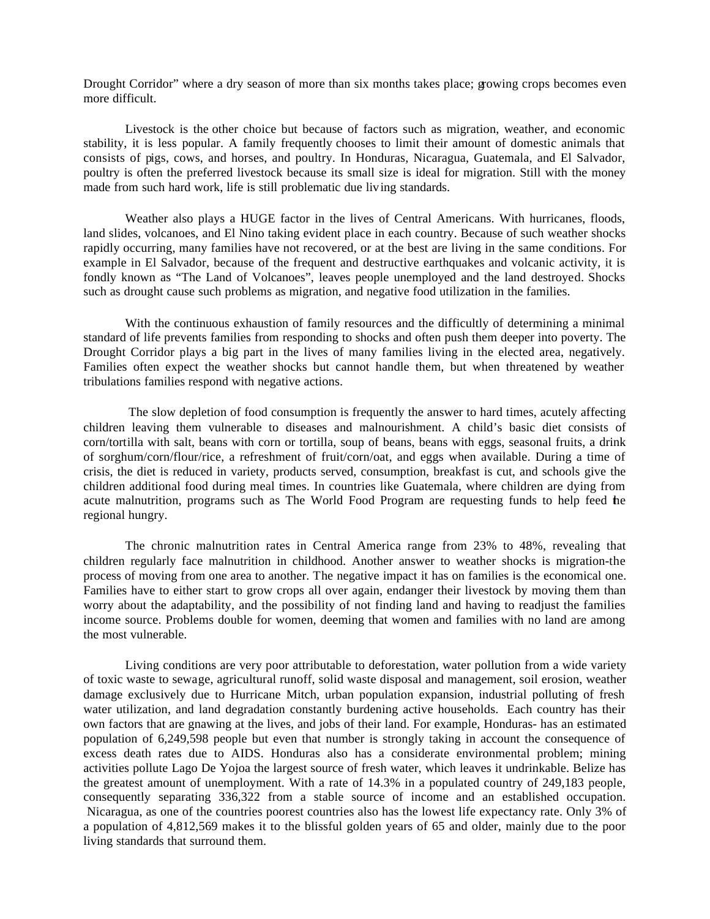Drought Corridor" where a dry season of more than six months takes place; growing crops becomes even more difficult.

Livestock is the other choice but because of factors such as migration, weather, and economic stability, it is less popular. A family frequently chooses to limit their amount of domestic animals that consists of pigs, cows, and horses, and poultry. In Honduras, Nicaragua, Guatemala, and El Salvador, poultry is often the preferred livestock because its small size is ideal for migration. Still with the money made from such hard work, life is still problematic due living standards.

Weather also plays a HUGE factor in the lives of Central Americans. With hurricanes, floods, land slides, volcanoes, and El Nino taking evident place in each country. Because of such weather shocks rapidly occurring, many families have not recovered, or at the best are living in the same conditions. For example in El Salvador, because of the frequent and destructive earthquakes and volcanic activity, it is fondly known as "The Land of Volcanoes", leaves people unemployed and the land destroyed. Shocks such as drought cause such problems as migration, and negative food utilization in the families.

With the continuous exhaustion of family resources and the difficultly of determining a minimal standard of life prevents families from responding to shocks and often push them deeper into poverty. The Drought Corridor plays a big part in the lives of many families living in the elected area, negatively. Families often expect the weather shocks but cannot handle them, but when threatened by weather tribulations families respond with negative actions.

The slow depletion of food consumption is frequently the answer to hard times, acutely affecting children leaving them vulnerable to diseases and malnourishment. A child's basic diet consists of corn/tortilla with salt, beans with corn or tortilla, soup of beans, beans with eggs, seasonal fruits, a drink of sorghum/corn/flour/rice, a refreshment of fruit/corn/oat, and eggs when available. During a time of crisis, the diet is reduced in variety, products served, consumption, breakfast is cut, and schools give the children additional food during meal times. In countries like Guatemala, where children are dying from acute malnutrition, programs such as The World Food Program are requesting funds to help feed the regional hungry.

The chronic malnutrition rates in Central America range from 23% to 48%, revealing that children regularly face malnutrition in childhood. Another answer to weather shocks is migration-the process of moving from one area to another. The negative impact it has on families is the economical one. Families have to either start to grow crops all over again, endanger their livestock by moving them than worry about the adaptability, and the possibility of not finding land and having to readjust the families income source. Problems double for women, deeming that women and families with no land are among the most vulnerable.

Living conditions are very poor attributable to deforestation, water pollution from a wide variety of toxic waste to sewage, agricultural runoff, solid waste disposal and management, soil erosion, weather damage exclusively due to Hurricane Mitch, urban population expansion, industrial polluting of fresh water utilization, and land degradation constantly burdening active households. Each country has their own factors that are gnawing at the lives, and jobs of their land. For example, Honduras- has an estimated population of 6,249,598 people but even that number is strongly taking in account the consequence of excess death rates due to AIDS. Honduras also has a considerate environmental problem; mining activities pollute Lago De Yojoa the largest source of fresh water, which leaves it undrinkable. Belize has the greatest amount of unemployment. With a rate of 14.3% in a populated country of 249,183 people, consequently separating 336,322 from a stable source of income and an established occupation. Nicaragua, as one of the countries poorest countries also has the lowest life expectancy rate. Only 3% of a population of 4,812,569 makes it to the blissful golden years of 65 and older, mainly due to the poor living standards that surround them.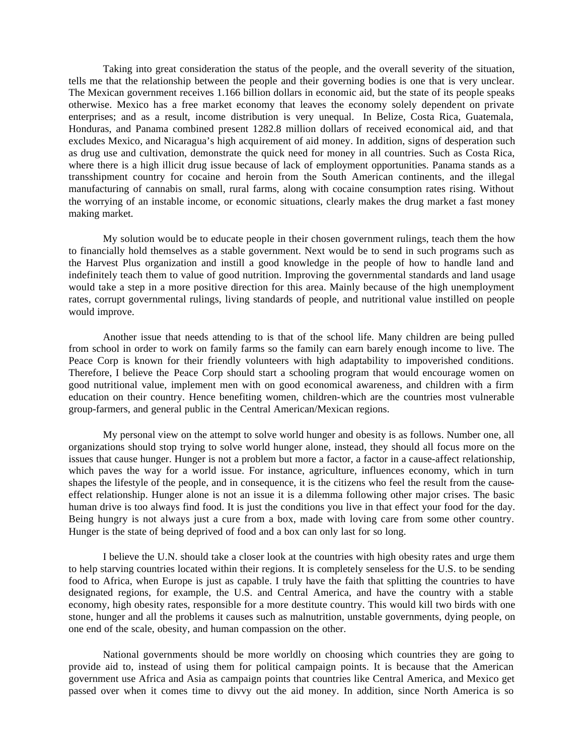Taking into great consideration the status of the people, and the overall severity of the situation, tells me that the relationship between the people and their governing bodies is one that is very unclear. The Mexican government receives 1.166 billion dollars in economic aid, but the state of its people speaks otherwise. Mexico has a free market economy that leaves the economy solely dependent on private enterprises; and as a result, income distribution is very unequal. In Belize, Costa Rica, Guatemala, Honduras, and Panama combined present 1282.8 million dollars of received economical aid, and that excludes Mexico, and Nicaragua's high acquirement of aid money. In addition, signs of desperation such as drug use and cultivation, demonstrate the quick need for money in all countries. Such as Costa Rica, where there is a high illicit drug issue because of lack of employment opportunities. Panama stands as a transshipment country for cocaine and heroin from the South American continents, and the illegal manufacturing of cannabis on small, rural farms, along with cocaine consumption rates rising. Without the worrying of an instable income, or economic situations, clearly makes the drug market a fast money making market.

My solution would be to educate people in their chosen government rulings, teach them the how to financially hold themselves as a stable government. Next would be to send in such programs such as the Harvest Plus organization and instill a good knowledge in the people of how to handle land and indefinitely teach them to value of good nutrition. Improving the governmental standards and land usage would take a step in a more positive direction for this area. Mainly because of the high unemployment rates, corrupt governmental rulings, living standards of people, and nutritional value instilled on people would improve.

Another issue that needs attending to is that of the school life. Many children are being pulled from school in order to work on family farms so the family can earn barely enough income to live. The Peace Corp is known for their friendly volunteers with high adaptability to impoverished conditions. Therefore, I believe the Peace Corp should start a schooling program that would encourage women on good nutritional value, implement men with on good economical awareness, and children with a firm education on their country. Hence benefiting women, children-which are the countries most vulnerable group-farmers, and general public in the Central American/Mexican regions.

My personal view on the attempt to solve world hunger and obesity is as follows. Number one, all organizations should stop trying to solve world hunger alone, instead, they should all focus more on the issues that cause hunger. Hunger is not a problem but more a factor, a factor in a cause-affect relationship, which paves the way for a world issue. For instance, agriculture, influences economy, which in turn shapes the lifestyle of the people, and in consequence, it is the citizens who feel the result from the cause-effect relationship. Hunger alone is not an issue it is a dilemma following other major crises. The basic human drive is too always find food. It is just the conditions you live in that effect your food for the day. Being hungry is not always just a cure from a box, made with loving care from some other country. Hunger is the state of being deprived of food and a box can only last for so long.

I believe the U.N. should take a closer look at the countries with high obesity rates and urge them to help starving countries located within their regions. It is completely senseless for the U.S. to be sending food to Africa, when Europe is just as capable. I truly have the faith that splitting the countries to have designated regions, for example, the U.S. and Central America, and have the country with a stable economy, high obesity rates, responsible for a more destitute country. This would kill two birds with one stone, hunger and all the problems it causes such as malnutrition, unstable governments, dying people, on one end of the scale, obesity, and human compassion on the other.

National governments should be more worldly on choosing which countries they are going to provide aid to, instead of using them for political campaign points. It is because that the American government use Africa and Asia as campaign points that countries like Central America, and Mexico get passed over when it comes time to divvy out the aid money. In addition, since North America is so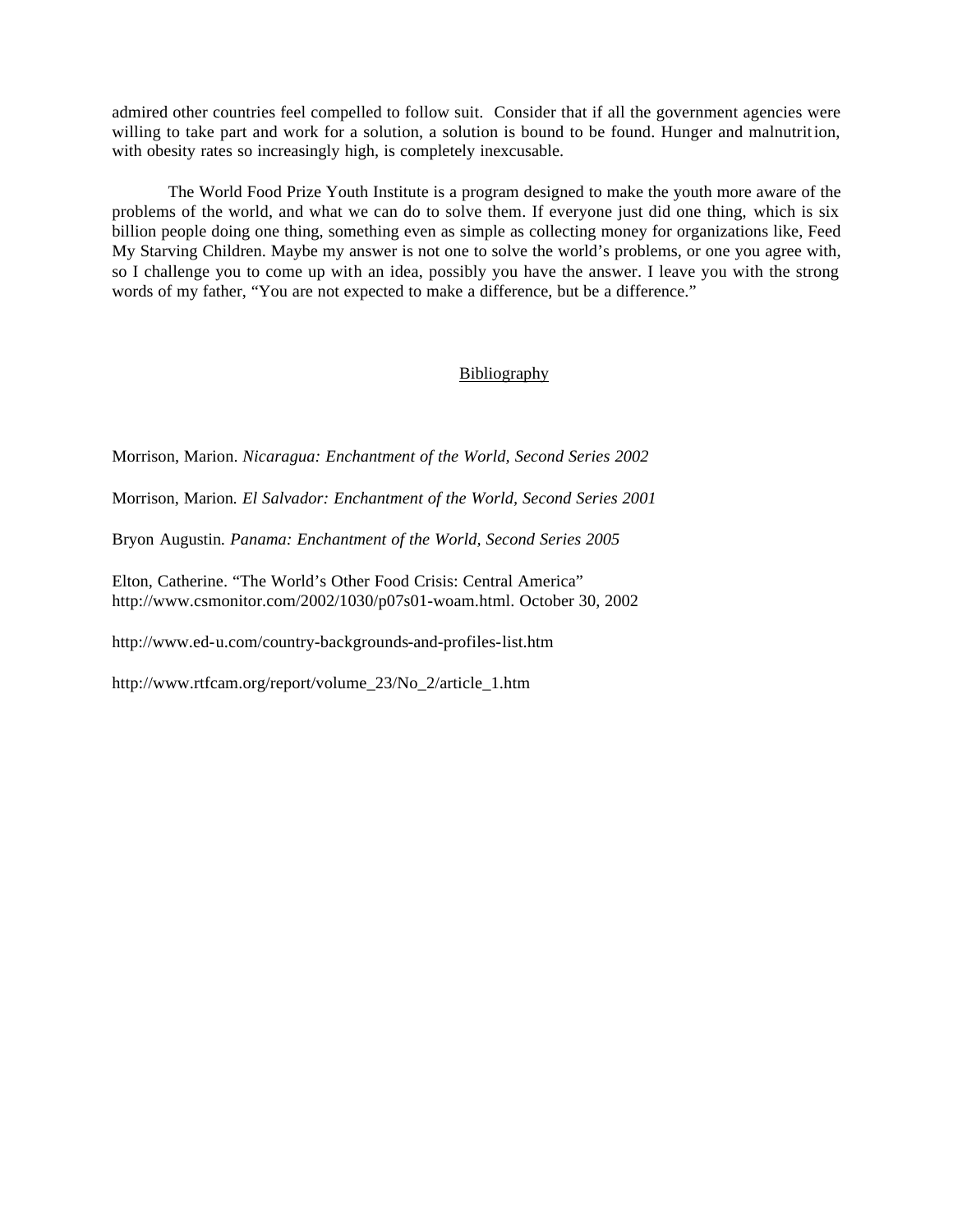admired other countries feel compelled to follow suit. Consider that if all the government agencies were willing to take part and work for a solution, a solution is bound to be found. Hunger and malnutrition, with obesity rates so increasingly high, is completely inexcusable.

The World Food Prize Youth Institute is a program designed to make the youth more aware of the problems of the world, and what we can do to solve them. If everyone just did one thing, which is six billion people doing one thing, something even as simple as collecting money for organizations like, Feed My Starving Children. Maybe my answer is not one to solve the world's problems, or one you agree with, so I challenge you to come up with an idea, possibly you have the answer. I leave you with the strong words of my father, "You are not expected to make a difference, but be a difference."

## Bibliography

Morrison, Marion. *Nicaragua: Enchantment of the World, Second Series 2002*

Morrison, Marion. *El Salvador: Enchantment of the World, Second Series 2001*

Bryon Augustin. *Panama: Enchantment of the World, Second Series 2005*

Elton, Catherine. "The World's Other Food Crisis: Central America" http://www.csmonitor.com/2002/1030/p07s01-woam.html. October 30, 2002

http://www.ed-u.com/country-backgrounds-and-profiles-list.htm

http://www.rtfcam.org/report/volume_23/No_2/article_1.htm